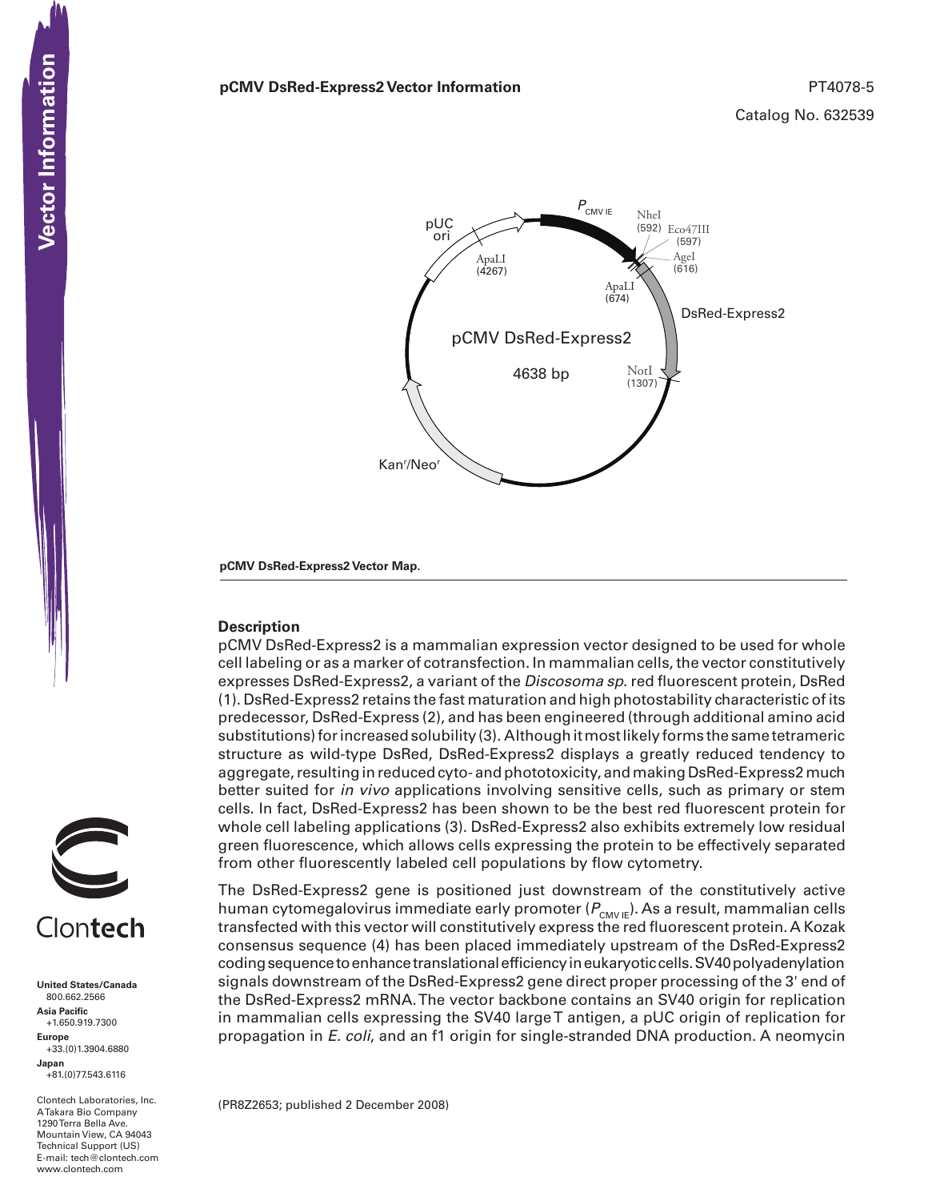# pCMV DsRed-Express2 Vector Information

PT4078-5

Catalog No. 632539

**pCMV DsRed-Express2 Vector Map.**

## Description

pCMV DsRed-Express2 is a mammalian expression vector designed to be used for whole cell labeling or as a marker of cotransfection. In mammalian cells, the vector constitutively expresses DsRed-Express2, a variant of the *Discosoma sp*. red fluorescent protein, DsRed (1). DsRed-Express2 retains the fast maturation and high photostability characteristic of its predecessor, DsRed-Express (2), and has been engineered (through additional amino acid substitutions) for increased solubility (3). Although it most likely forms the same tetrameric structure as wild-type DsRed, DsRed-Express2 displays a greatly reduced tendency to aggregate, resulting in reduced cyto- and phototoxicity, and making DsRed-Express2 much better suited for *in vivo* applications involving sensitive cells, such as primary or stem cells. In fact, DsRed-Express2 has been shown to be the best red fluorescent protein for whole cell labeling applications (3). DsRed-Express2 also exhibits extremely low residual green fluorescence, which allows cells expressing the protein to be effectively separated from other fluorescently labeled cell populations by flow cytometry.

The DsRed-Express2 gene is positioned just downstream of the constitutively active human cytomegalovirus immediate early promoter ($P_{CMV\ IE}$). As a result, mammalian cells transfected with this vector will constitutively express the red fluorescent protein. A Kozak consensus sequence (4) has been placed immediately upstream of the DsRed-Express2 coding sequence to enhance translational efficiency in eukaryotic cells. SV40 polyadenylation signals downstream of the DsRed-Express2 gene direct proper processing of the 3' end of the DsRed-Express2 mRNA. The vector backbone contains an SV40 origin for replication in mammalian cells expressing the SV40 large T antigen, a pUC origin of replication for propagation in *E. coli*, and an f1 origin for single-stranded DNA production. A neomycin

(PR8Z2653; published 2 December 2008)

Clontech

**United States/Canada**
800.662.2566
**Asia Pacific**
+1.650.919.7300
**Europe**
+33.(0)1.3904.6880
**Japan**
+81.(0)77.543.6116

Clontech Laboratories, Inc.
A Takara Bio Company
1290 Terra Bella Ave.
Mountain View, CA 94043
Technical Support (US)
E-mail: tech@clontech.com
www.clontech.com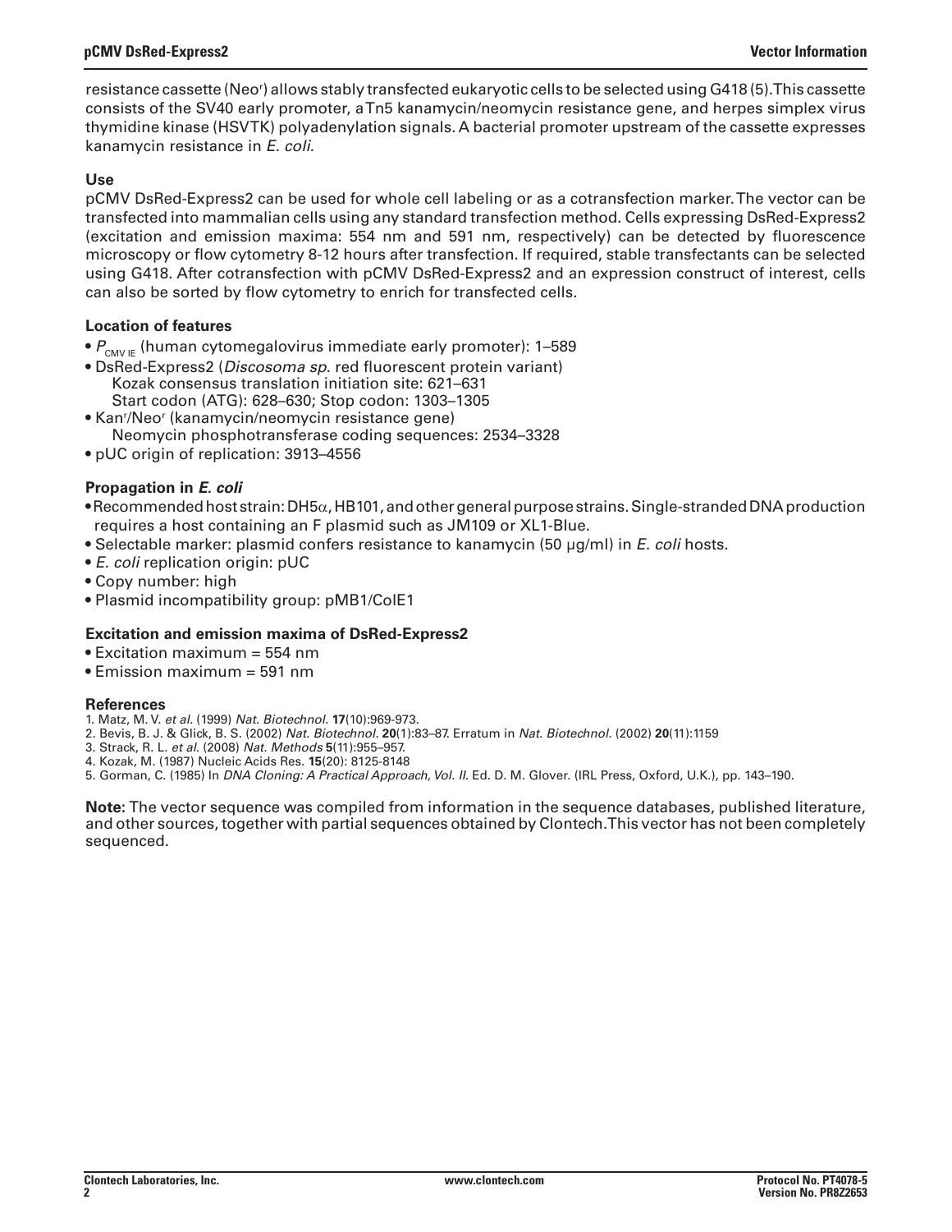resistance cassette (Neo[r]) allows stably transfected eukaryotic cells to be selected using G418 (5). This cassette consists of the SV40 early promoter, a Tn5 kanamycin/neomycin resistance gene, and herpes simplex virus thymidine kinase (HSVTK) polyadenylation signals. A bacterial promoter upstream of the cassette expresses kanamycin resistance in *E. coli*.

### Use

pCMV DsRed-Express2 can be used for whole cell labeling or as a cotransfection marker. The vector can be transfected into mammalian cells using any standard transfection method. Cells expressing DsRed-Express2 (excitation and emission maxima: 554 nm and 591 nm, respectively) can be detected by fluorescence microscopy or flow cytometry 8-12 hours after transfection. If required, stable transfectants can be selected using G418. After cotransfection with pCMV DsRed-Express2 and an expression construct of interest, cells can also be sorted by flow cytometry to enrich for transfected cells.

### Location of features

- $P_{CMV\ IE}$ (human cytomegalovirus immediate early promoter): 1–589
- DsRed-Express2 (*Discosoma sp.* red fluorescent protein variant)
  - Kozak consensus translation initiation site: 621–631
  - Start codon (ATG): 628–630; Stop codon: 1303–1305
- Kan[r]/Neo[r] (kanamycin/neomycin resistance gene)
  - Neomycin phosphotransferase coding sequences: 2534–3328
- pUC origin of replication: 3913–4556

### Propagation in *E. coli*

- Recommended host strain: DH5α, HB101, and other general purpose strains. Single-stranded DNA production requires a host containing an F plasmid such as JM109 or XL1-Blue.
- Selectable marker: plasmid confers resistance to kanamycin (50 µg/ml) in *E. coli* hosts.
- *E. coli* replication origin: pUC
- Copy number: high
- Plasmid incompatibility group: pMB1/ColE1

### Excitation and emission maxima of DsRed-Express2

- Excitation maximum = 554 nm
- Emission maximum = 591 nm

### References

1. Matz, M. V. *et al.* (1999) *Nat. Biotechnol.* **17**(10):969-973.
2. Bevis, B. J. & Glick, B. S. (2002) *Nat. Biotechnol.* **20**(1):83–87. Erratum in *Nat. Biotechnol.* (2002) **20**(11):1159
3. Strack, R. L. *et al.* (2008) *Nat. Methods* **5**(11):955–957.
4. Kozak, M. (1987) Nucleic Acids Res. **15**(20): 8125-8148
5. Gorman, C. (1985) In *DNA Cloning: A Practical Approach, Vol. II*. Ed. D. M. Glover. (IRL Press, Oxford, U.K.), pp. 143–190.

**Note:** The vector sequence was compiled from information in the sequence databases, published literature, and other sources, together with partial sequences obtained by Clontech. This vector has not been completely sequenced.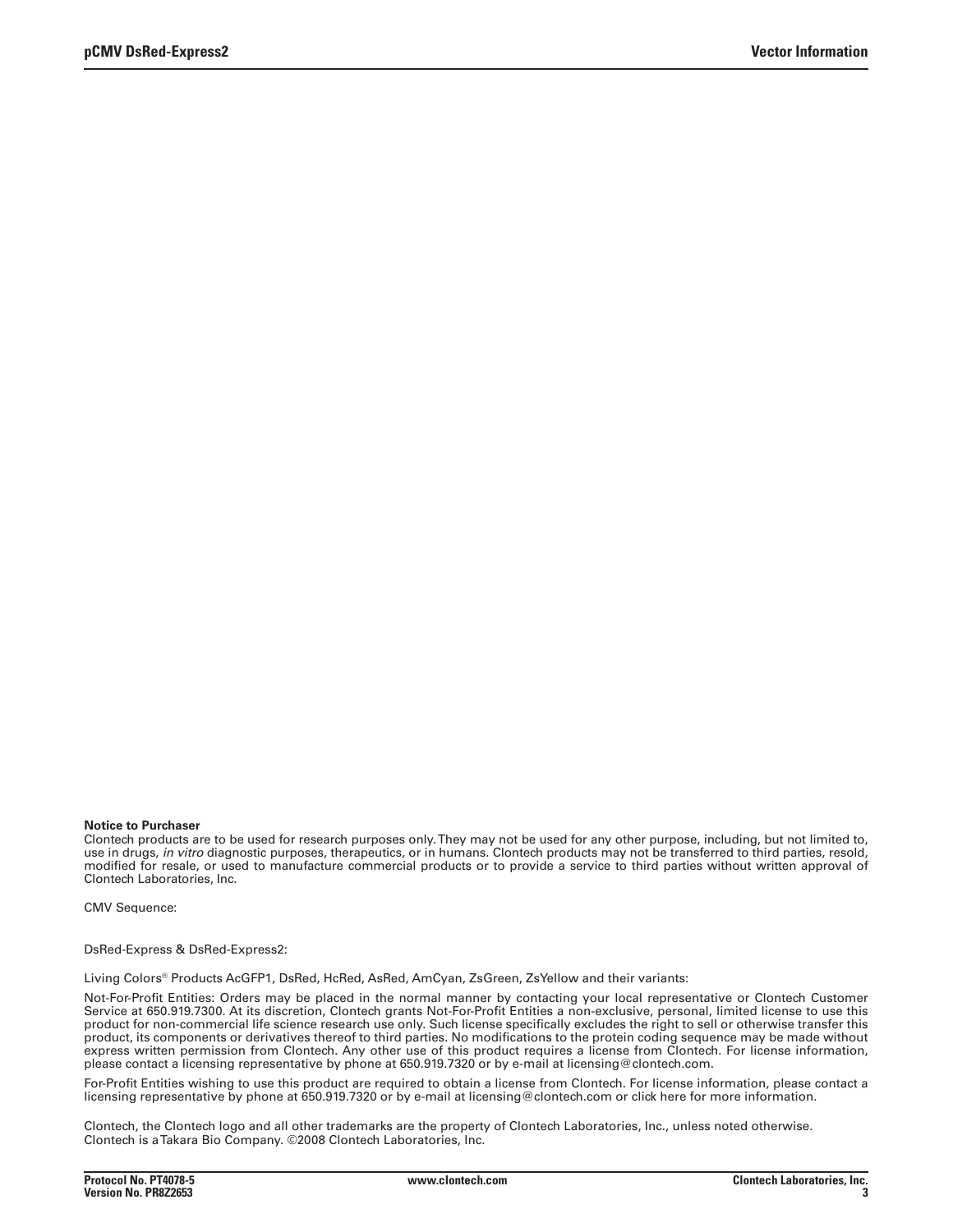**Notice to Purchaser**

Clontech products are to be used for research purposes only. They may not be used for any other purpose, including, but not limited to, use in drugs, *in vitro* diagnostic purposes, therapeutics, or in humans. Clontech products may not be transferred to third parties, resold, modified for resale, or used to manufacture commercial products or to provide a service to third parties without written approval of Clontech Laboratories, Inc.

CMV Sequence:

DsRed-Express & DsRed-Express2:

Living Colors® Products AcGFP1, DsRed, HcRed, AsRed, AmCyan, ZsGreen, ZsYellow and their variants:

Not-For-Profit Entities: Orders may be placed in the normal manner by contacting your local representative or Clontech Customer Service at 650.919.7300. At its discretion, Clontech grants Not-For-Profit Entities a non-exclusive, personal, limited license to use this product for non-commercial life science research use only. Such license specifically excludes the right to sell or otherwise transfer this product, its components or derivatives thereof to third parties. No modifications to the protein coding sequence may be made without express written permission from Clontech. Any other use of this product requires a license from Clontech. For license information, please contact a licensing representative by phone at 650.919.7320 or by e-mail at licensing@clontech.com.

For-Profit Entities wishing to use this product are required to obtain a license from Clontech. For license information, please contact a licensing representative by phone at 650.919.7320 or by e-mail at licensing@clontech.com or click here for more information.

Clontech, the Clontech logo and all other trademarks are the property of Clontech Laboratories, Inc., unless noted otherwise.
Clontech is a Takara Bio Company. ©2008 Clontech Laboratories, Inc.